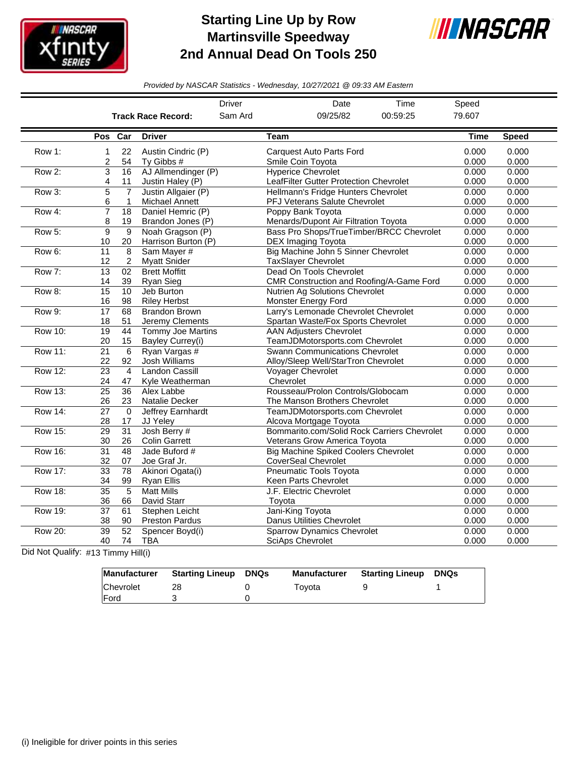# Starting Line Up by Row
## Martinsville Speedway
## 2nd Annual Dead On Tools 250

*Provided by NASCAR Statistics - Wednesday, 10/27/2021 @ 09:33 AM Eastern*

| | Driver | Date | Time | Speed |
|---|---|---|---|---|
| **Track Race Record:** | Sam Ard | 09/25/82 | 00:59:25 | 79.607 |

| | Pos | Car | Driver | Team | Time | Speed |
|---|---|---|---|---|---|---|
| Row 1: | 1 | 22 | Austin Cindric (P) | Carquest Auto Parts Ford | 0.000 | 0.000 |
| | 2 | 54 | Ty Gibbs # | Smile Coin Toyota | 0.000 | 0.000 |
| Row 2: | 3 | 16 | AJ Allmendinger (P) | Hyperice Chevrolet | 0.000 | 0.000 |
| | 4 | 11 | Justin Haley (P) | LeafFilter Gutter Protection Chevrolet | 0.000 | 0.000 |
| Row 3: | 5 | 7 | Justin Allgaier (P) | Hellmann's Fridge Hunters Chevrolet | 0.000 | 0.000 |
| | 6 | 1 | Michael Annett | PFJ Veterans Salute Chevrolet | 0.000 | 0.000 |
| Row 4: | 7 | 18 | Daniel Hemric (P) | Poppy Bank Toyota | 0.000 | 0.000 |
| | 8 | 19 | Brandon Jones (P) | Menards/Dupont Air Filtration Toyota | 0.000 | 0.000 |
| Row 5: | 9 | 9 | Noah Gragson (P) | Bass Pro Shops/TrueTimber/BRCC Chevrolet | 0.000 | 0.000 |
| | 10 | 20 | Harrison Burton (P) | DEX Imaging Toyota | 0.000 | 0.000 |
| Row 6: | 11 | 8 | Sam Mayer # | Big Machine John 5 Sinner Chevrolet | 0.000 | 0.000 |
| | 12 | 2 | Myatt Snider | TaxSlayer Chevrolet | 0.000 | 0.000 |
| Row 7: | 13 | 02 | Brett Moffitt | Dead On Tools Chevrolet | 0.000 | 0.000 |
| | 14 | 39 | Ryan Sieg | CMR Construction and Roofing/A-Game Ford | 0.000 | 0.000 |
| Row 8: | 15 | 10 | Jeb Burton | Nutrien Ag Solutions Chevrolet | 0.000 | 0.000 |
| | 16 | 98 | Riley Herbst | Monster Energy Ford | 0.000 | 0.000 |
| Row 9: | 17 | 68 | Brandon Brown | Larry's Lemonade Chevrolet Chevrolet | 0.000 | 0.000 |
| | 18 | 51 | Jeremy Clements | Spartan Waste/Fox Sports Chevrolet | 0.000 | 0.000 |
| Row 10: | 19 | 44 | Tommy Joe Martins | AAN Adjusters Chevrolet | 0.000 | 0.000 |
| | 20 | 15 | Bayley Currey(i) | TeamJDMotorsports.com Chevrolet | 0.000 | 0.000 |
| Row 11: | 21 | 6 | Ryan Vargas # | Swann Communications Chevrolet | 0.000 | 0.000 |
| | 22 | 92 | Josh Williams | Alloy/Sleep Well/StarTron Chevrolet | 0.000 | 0.000 |
| Row 12: | 23 | 4 | Landon Cassill | Voyager Chevrolet | 0.000 | 0.000 |
| | 24 | 47 | Kyle Weatherman | Chevrolet | 0.000 | 0.000 |
| Row 13: | 25 | 36 | Alex Labbe | Rousseau/Prolon Controls/Globocam | 0.000 | 0.000 |
| | 26 | 23 | Natalie Decker | The Manson Brothers Chevrolet | 0.000 | 0.000 |
| Row 14: | 27 | 0 | Jeffrey Earnhardt | TeamJDMotorsports.com Chevrolet | 0.000 | 0.000 |
| | 28 | 17 | JJ Yeley | Alcova Mortgage Toyota | 0.000 | 0.000 |
| Row 15: | 29 | 31 | Josh Berry # | Bommarito.com/Solid Rock Carriers Chevrolet | 0.000 | 0.000 |
| | 30 | 26 | Colin Garrett | Veterans Grow America Toyota | 0.000 | 0.000 |
| Row 16: | 31 | 48 | Jade Buford # | Big Machine Spiked Coolers Chevrolet | 0.000 | 0.000 |
| | 32 | 07 | Joe Graf Jr. | CoverSeal Chevrolet | 0.000 | 0.000 |
| Row 17: | 33 | 78 | Akinori Ogata(i) | Pneumatic Tools Toyota | 0.000 | 0.000 |
| | 34 | 99 | Ryan Ellis | Keen Parts Chevrolet | 0.000 | 0.000 |
| Row 18: | 35 | 5 | Matt Mills | J.F. Electric Chevrolet | 0.000 | 0.000 |
| | 36 | 66 | David Starr | Toyota | 0.000 | 0.000 |
| Row 19: | 37 | 61 | Stephen Leicht | Jani-King Toyota | 0.000 | 0.000 |
| | 38 | 90 | Preston Pardus | Danus Utilities Chevrolet | 0.000 | 0.000 |
| Row 20: | 39 | 52 | Spencer Boyd(i) | Sparrow Dynamics Chevrolet | 0.000 | 0.000 |
| | 40 | 74 | TBA | SciAps Chevrolet | 0.000 | 0.000 |

Did Not Qualify: #13 Timmy Hill(i)

| Manufacturer | Starting Lineup | DNQs | Manufacturer | Starting Lineup | DNQs |
|---|---|---|---|---|---|
| Chevrolet | 28 | 0 | Toyota | 9 | 1 |
| Ford | 3 | 0 | | | |

(i) Ineligible for driver points in this series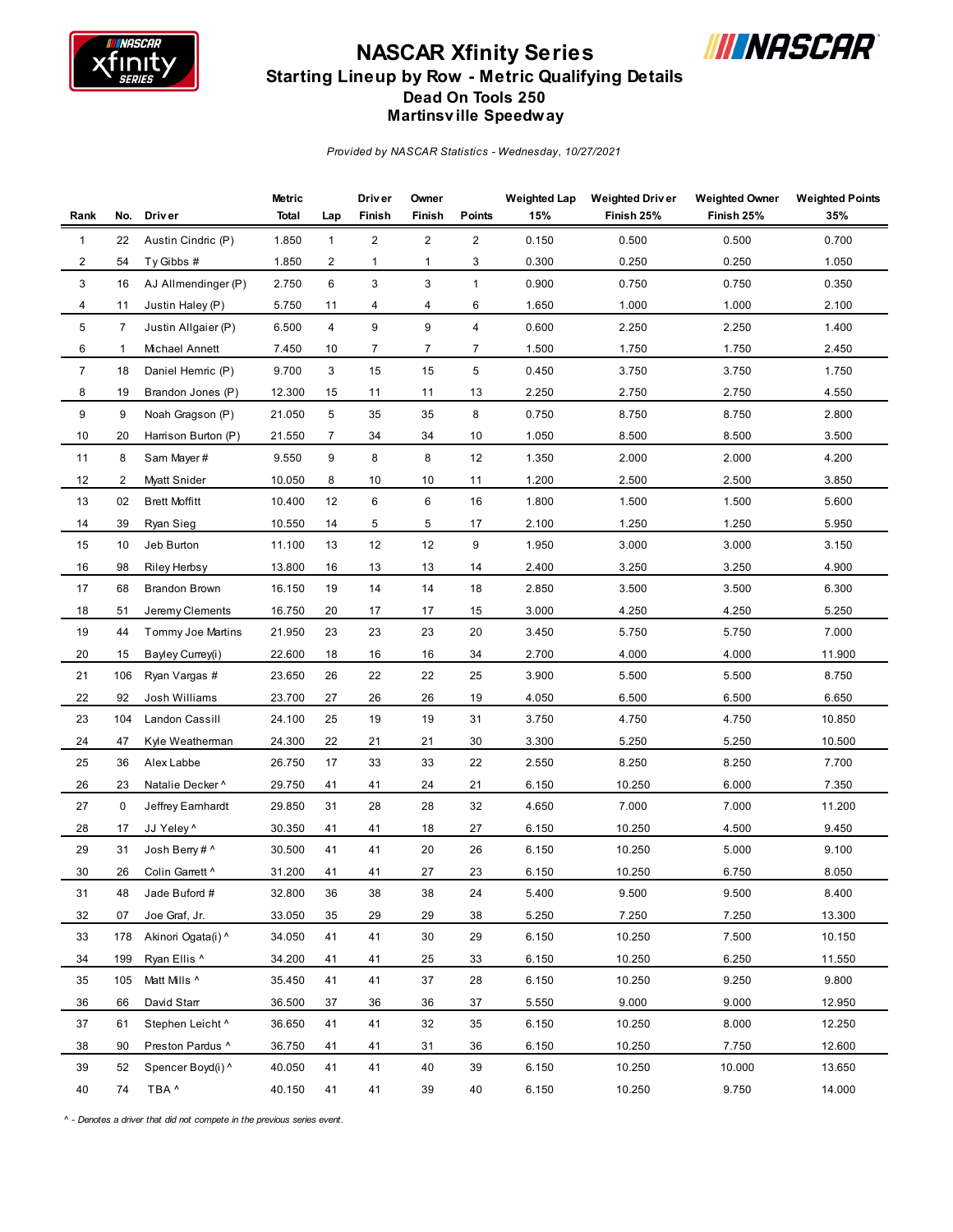# NASCAR Xfinity Series

## Starting Lineup by Row - Metric Qualifying Details

### Dead On Tools 250

### Martinsville Speedway

*Provided by NASCAR Statistics - Wednesday, 10/27/2021*

| Rank | No. | Driver | Metric Total | Lap | Driver Finish | Owner Finish | Points | Weighted Lap 15% | Weighted Driver Finish 25% | Weighted Owner Finish 25% | Weighted Points 35% |
|---|---|---|---|---|---|---|---|---|---|---|---|
| 1 | 22 | Austin Cindric (P) | 1.850 | 1 | 2 | 2 | 2 | 0.150 | 0.500 | 0.500 | 0.700 |
| 2 | 54 | Ty Gibbs # | 1.850 | 2 | 1 | 1 | 3 | 0.300 | 0.250 | 0.250 | 1.050 |
| 3 | 16 | AJ Allmendinger (P) | 2.750 | 6 | 3 | 3 | 1 | 0.900 | 0.750 | 0.750 | 0.350 |
| 4 | 11 | Justin Haley (P) | 5.750 | 11 | 4 | 4 | 6 | 1.650 | 1.000 | 1.000 | 2.100 |
| 5 | 7 | Justin Allgaier (P) | 6.500 | 4 | 9 | 9 | 4 | 0.600 | 2.250 | 2.250 | 1.400 |
| 6 | 1 | Michael Annett | 7.450 | 10 | 7 | 7 | 7 | 1.500 | 1.750 | 1.750 | 2.450 |
| 7 | 18 | Daniel Hemric (P) | 9.700 | 3 | 15 | 15 | 5 | 0.450 | 3.750 | 3.750 | 1.750 |
| 8 | 19 | Brandon Jones (P) | 12.300 | 15 | 11 | 11 | 13 | 2.250 | 2.750 | 2.750 | 4.550 |
| 9 | 9 | Noah Gragson (P) | 21.050 | 5 | 35 | 35 | 8 | 0.750 | 8.750 | 8.750 | 2.800 |
| 10 | 20 | Harrison Burton (P) | 21.550 | 7 | 34 | 34 | 10 | 1.050 | 8.500 | 8.500 | 3.500 |
| 11 | 8 | Sam Mayer # | 9.550 | 9 | 8 | 8 | 12 | 1.350 | 2.000 | 2.000 | 4.200 |
| 12 | 2 | Myatt Snider | 10.050 | 8 | 10 | 10 | 11 | 1.200 | 2.500 | 2.500 | 3.850 |
| 13 | 02 | Brett Moffitt | 10.400 | 12 | 6 | 6 | 16 | 1.800 | 1.500 | 1.500 | 5.600 |
| 14 | 39 | Ryan Sieg | 10.550 | 14 | 5 | 5 | 17 | 2.100 | 1.250 | 1.250 | 5.950 |
| 15 | 10 | Jeb Burton | 11.100 | 13 | 12 | 12 | 9 | 1.950 | 3.000 | 3.000 | 3.150 |
| 16 | 98 | Riley Herbst | 13.800 | 16 | 13 | 13 | 14 | 2.400 | 3.250 | 3.250 | 4.900 |
| 17 | 68 | Brandon Brown | 16.150 | 19 | 14 | 14 | 18 | 2.850 | 3.500 | 3.500 | 6.300 |
| 18 | 51 | Jeremy Clements | 16.750 | 20 | 17 | 17 | 15 | 3.000 | 4.250 | 4.250 | 5.250 |
| 19 | 44 | Tommy Joe Martins | 21.950 | 23 | 23 | 23 | 20 | 3.450 | 5.750 | 5.750 | 7.000 |
| 20 | 15 | Bayley Currey(i) | 22.600 | 18 | 16 | 16 | 34 | 2.700 | 4.000 | 4.000 | 11.900 |
| 21 | 106 | Ryan Vargas # | 23.650 | 26 | 22 | 22 | 25 | 3.900 | 5.500 | 5.500 | 8.750 |
| 22 | 92 | Josh Williams | 23.700 | 27 | 26 | 26 | 19 | 4.050 | 6.500 | 6.500 | 6.650 |
| 23 | 104 | Landon Cassill | 24.100 | 25 | 19 | 19 | 31 | 3.750 | 4.750 | 4.750 | 10.850 |
| 24 | 47 | Kyle Weatherman | 24.300 | 22 | 21 | 21 | 30 | 3.300 | 5.250 | 5.250 | 10.500 |
| 25 | 36 | Alex Labbe | 26.750 | 17 | 33 | 33 | 22 | 2.550 | 8.250 | 8.250 | 7.700 |
| 26 | 23 | Natalie Decker ^ | 29.750 | 41 | 41 | 24 | 21 | 6.150 | 10.250 | 6.000 | 7.350 |
| 27 | 0 | Jeffrey Earnhardt | 29.850 | 31 | 28 | 28 | 32 | 4.650 | 7.000 | 7.000 | 11.200 |
| 28 | 17 | JJ Yeley ^ | 30.350 | 41 | 41 | 18 | 27 | 6.150 | 10.250 | 4.500 | 9.450 |
| 29 | 31 | Josh Berry # ^ | 30.500 | 41 | 41 | 20 | 26 | 6.150 | 10.250 | 5.000 | 9.100 |
| 30 | 26 | Colin Garrett ^ | 31.200 | 41 | 41 | 27 | 23 | 6.150 | 10.250 | 6.750 | 8.050 |
| 31 | 48 | Jade Buford # | 32.800 | 36 | 38 | 38 | 24 | 5.400 | 9.500 | 9.500 | 8.400 |
| 32 | 07 | Joe Graf, Jr. | 33.050 | 35 | 29 | 29 | 38 | 5.250 | 7.250 | 7.250 | 13.300 |
| 33 | 178 | Akinori Ogata(i) ^ | 34.050 | 41 | 41 | 30 | 29 | 6.150 | 10.250 | 7.500 | 10.150 |
| 34 | 199 | Ryan Ellis ^ | 34.200 | 41 | 41 | 25 | 33 | 6.150 | 10.250 | 6.250 | 11.550 |
| 35 | 105 | Matt Mills ^ | 35.450 | 41 | 41 | 37 | 28 | 6.150 | 10.250 | 9.250 | 9.800 |
| 36 | 66 | David Starr | 36.500 | 37 | 36 | 36 | 37 | 5.550 | 9.000 | 9.000 | 12.950 |
| 37 | 61 | Stephen Leicht ^ | 36.650 | 41 | 41 | 32 | 35 | 6.150 | 10.250 | 8.000 | 12.250 |
| 38 | 90 | Preston Pardus ^ | 36.750 | 41 | 41 | 31 | 36 | 6.150 | 10.250 | 7.750 | 12.600 |
| 39 | 52 | Spencer Boyd(i) ^ | 40.050 | 41 | 41 | 40 | 39 | 6.150 | 10.250 | 10.000 | 13.650 |
| 40 | 74 | TBA ^ | 40.150 | 41 | 41 | 39 | 40 | 6.150 | 10.250 | 9.750 | 14.000 |

*^ - Denotes a driver that did not compete in the previous series event.*